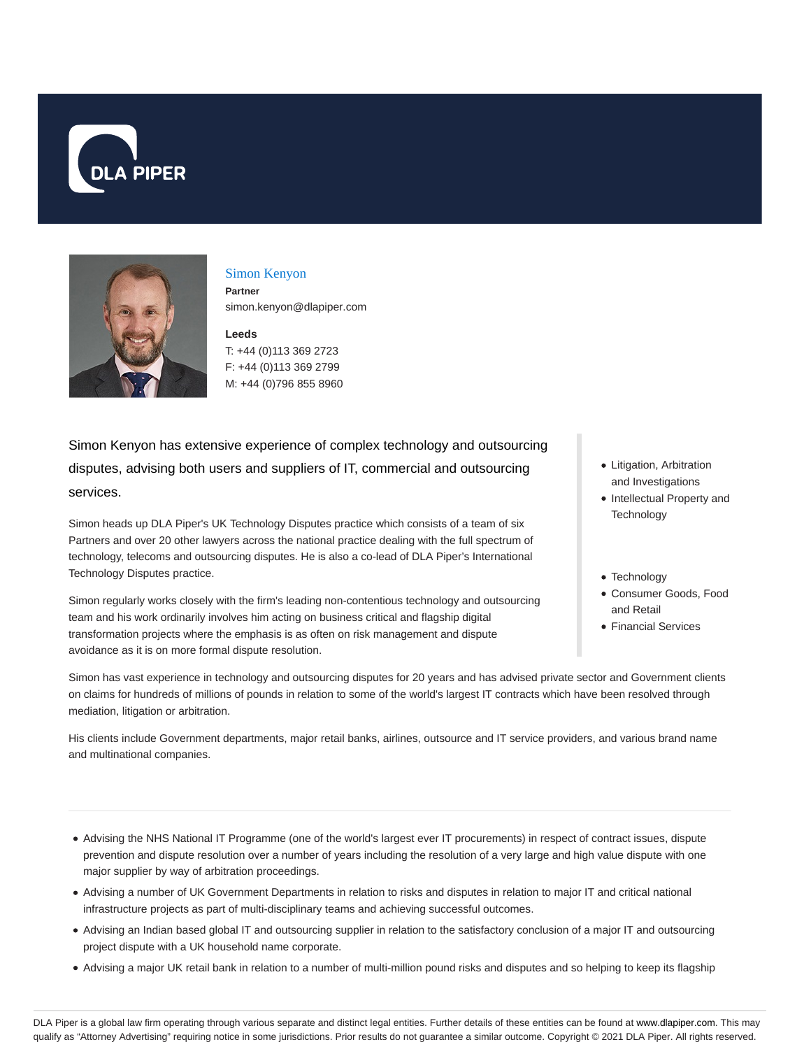DLA PIPER

## Simon Kenyon

**Partner**

simon.kenyon@dlapiper.com

**Leeds**

T: +44 (0)113 369 2723

F: +44 (0)113 369 2799

M: +44 (0)796 855 8960

Simon Kenyon has extensive experience of complex technology and outsourcing disputes, advising both users and suppliers of IT, commercial and outsourcing services.

Simon heads up DLA Piper's UK Technology Disputes practice which consists of a team of six Partners and over 20 other lawyers across the national practice dealing with the full spectrum of technology, telecoms and outsourcing disputes. He is also a co-lead of DLA Piper's International Technology Disputes practice.

Simon regularly works closely with the firm's leading non-contentious technology and outsourcing team and his work ordinarily involves him acting on business critical and flagship digital transformation projects where the emphasis is as often on risk management and dispute avoidance as it is on more formal dispute resolution.

- Litigation, Arbitration and Investigations
- Intellectual Property and Technology

- Technology
- Consumer Goods, Food and Retail
- Financial Services

Simon has vast experience in technology and outsourcing disputes for 20 years and has advised private sector and Government clients on claims for hundreds of millions of pounds in relation to some of the world's largest IT contracts which have been resolved through mediation, litigation or arbitration.

His clients include Government departments, major retail banks, airlines, outsource and IT service providers, and various brand name and multinational companies.

---

- Advising the NHS National IT Programme (one of the world's largest ever IT procurements) in respect of contract issues, dispute prevention and dispute resolution over a number of years including the resolution of a very large and high value dispute with one major supplier by way of arbitration proceedings.
- Advising a number of UK Government Departments in relation to risks and disputes in relation to major IT and critical national infrastructure projects as part of multi-disciplinary teams and achieving successful outcomes.
- Advising an Indian based global IT and outsourcing supplier in relation to the satisfactory conclusion of a major IT and outsourcing project dispute with a UK household name corporate.
- Advising a major UK retail bank in relation to a number of multi-million pound risks and disputes and so helping to keep its flagship

DLA Piper is a global law firm operating through various separate and distinct legal entities. Further details of these entities can be found at www.dlapiper.com. This may qualify as "Attorney Advertising" requiring notice in some jurisdictions. Prior results do not guarantee a similar outcome. Copyright © 2021 DLA Piper. All rights reserved.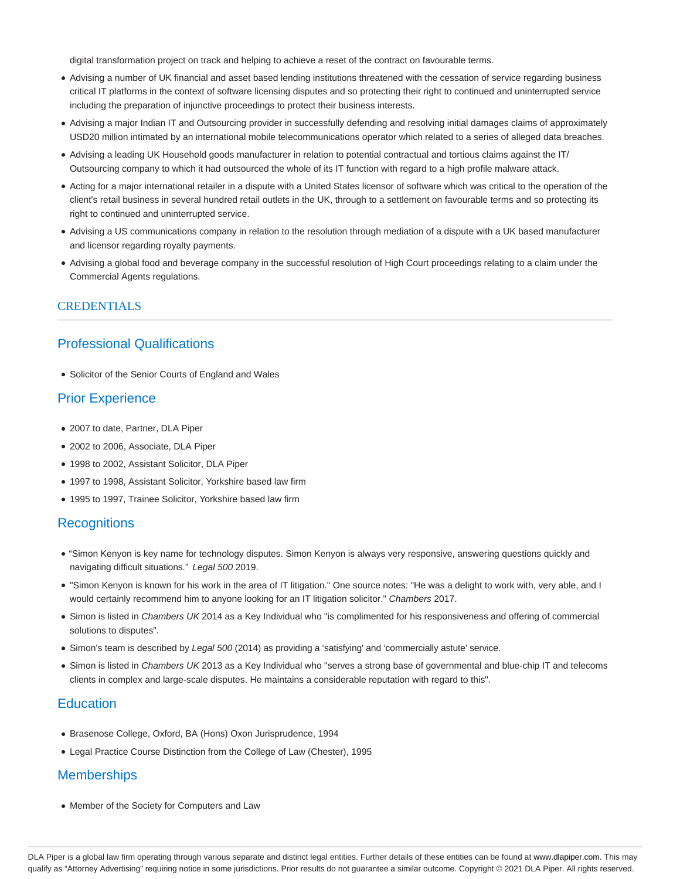digital transformation project on track and helping to achieve a reset of the contract on favourable terms.

- Advising a number of UK financial and asset based lending institutions threatened with the cessation of service regarding business critical IT platforms in the context of software licensing disputes and so protecting their right to continued and uninterrupted service including the preparation of injunctive proceedings to protect their business interests.
- Advising a major Indian IT and Outsourcing provider in successfully defending and resolving initial damages claims of approximately USD20 million intimated by an international mobile telecommunications operator which related to a series of alleged data breaches.
- Advising a leading UK Household goods manufacturer in relation to potential contractual and tortious claims against the IT/ Outsourcing company to which it had outsourced the whole of its IT function with regard to a high profile malware attack.
- Acting for a major international retailer in a dispute with a United States licensor of software which was critical to the operation of the client's retail business in several hundred retail outlets in the UK, through to a settlement on favourable terms and so protecting its right to continued and uninterrupted service.
- Advising a US communications company in relation to the resolution through mediation of a dispute with a UK based manufacturer and licensor regarding royalty payments.
- Advising a global food and beverage company in the successful resolution of High Court proceedings relating to a claim under the Commercial Agents regulations.

## CREDENTIALS

### Professional Qualifications

- Solicitor of the Senior Courts of England and Wales

### Prior Experience

- 2007 to date, Partner, DLA Piper
- 2002 to 2006, Associate, DLA Piper
- 1998 to 2002, Assistant Solicitor, DLA Piper
- 1997 to 1998, Assistant Solicitor, Yorkshire based law firm
- 1995 to 1997, Trainee Solicitor, Yorkshire based law firm

### Recognitions

- "Simon Kenyon is key name for technology disputes. Simon Kenyon is always very responsive, answering questions quickly and navigating difficult situations." *Legal 500* 2019.
- "Simon Kenyon is known for his work in the area of IT litigation." One source notes: "He was a delight to work with, very able, and I would certainly recommend him to anyone looking for an IT litigation solicitor." *Chambers* 2017.
- Simon is listed in *Chambers UK* 2014 as a Key Individual who "is complimented for his responsiveness and offering of commercial solutions to disputes".
- Simon's team is described by *Legal 500* (2014) as providing a 'satisfying' and 'commercially astute' service.
- Simon is listed in *Chambers UK* 2013 as a Key Individual who "serves a strong base of governmental and blue-chip IT and telecoms clients in complex and large-scale disputes. He maintains a considerable reputation with regard to this".

### Education

- Brasenose College, Oxford, BA (Hons) Oxon Jurisprudence, 1994
- Legal Practice Course Distinction from the College of Law (Chester), 1995

### Memberships

- Member of the Society for Computers and Law

DLA Piper is a global law firm operating through various separate and distinct legal entities. Further details of these entities can be found at www.dlapiper.com. This may qualify as "Attorney Advertising" requiring notice in some jurisdictions. Prior results do not guarantee a similar outcome. Copyright © 2021 DLA Piper. All rights reserved.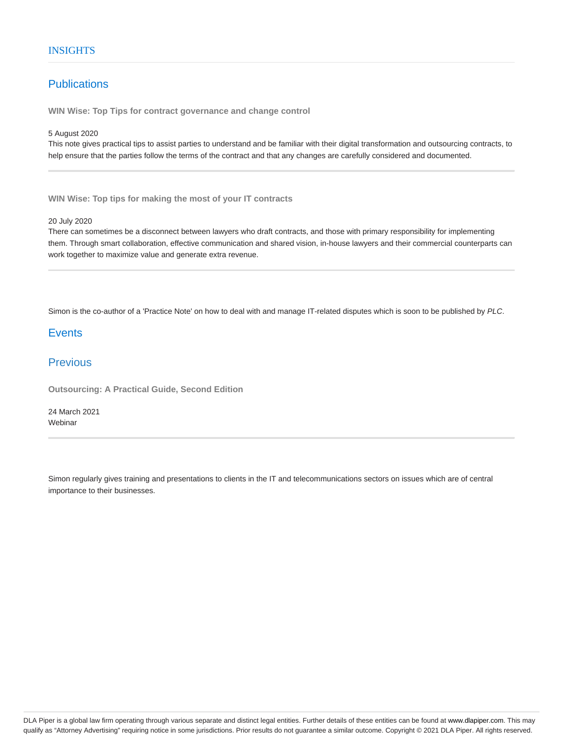INSIGHTS

## Publications

**WIN Wise: Top Tips for contract governance and change control**

5 August 2020
This note gives practical tips to assist parties to understand and be familiar with their digital transformation and outsourcing contracts, to help ensure that the parties follow the terms of the contract and that any changes are carefully considered and documented.

**WIN Wise: Top tips for making the most of your IT contracts**

20 July 2020
There can sometimes be a disconnect between lawyers who draft contracts, and those with primary responsibility for implementing them. Through smart collaboration, effective communication and shared vision, in-house lawyers and their commercial counterparts can work together to maximize value and generate extra revenue.

Simon is the co-author of a 'Practice Note' on how to deal with and manage IT-related disputes which is soon to be published by *PLC*.

## Events

## Previous

**Outsourcing: A Practical Guide, Second Edition**

24 March 2021
Webinar

Simon regularly gives training and presentations to clients in the IT and telecommunications sectors on issues which are of central importance to their businesses.

DLA Piper is a global law firm operating through various separate and distinct legal entities. Further details of these entities can be found at www.dlapiper.com. This may qualify as "Attorney Advertising" requiring notice in some jurisdictions. Prior results do not guarantee a similar outcome. Copyright © 2021 DLA Piper. All rights reserved.